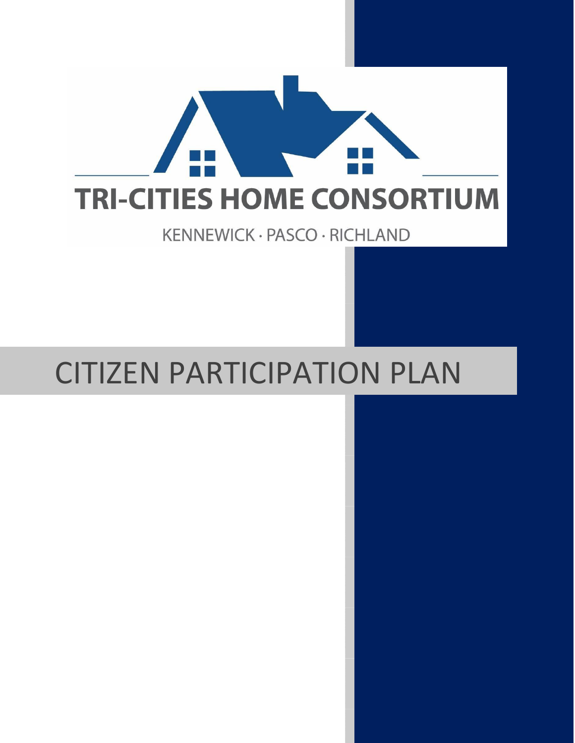# TRI-CITIES HOME CONSORTIUM

KENNEWICK · PASCO · RICHLAND

# CITIZEN PARTICIPATION PLAN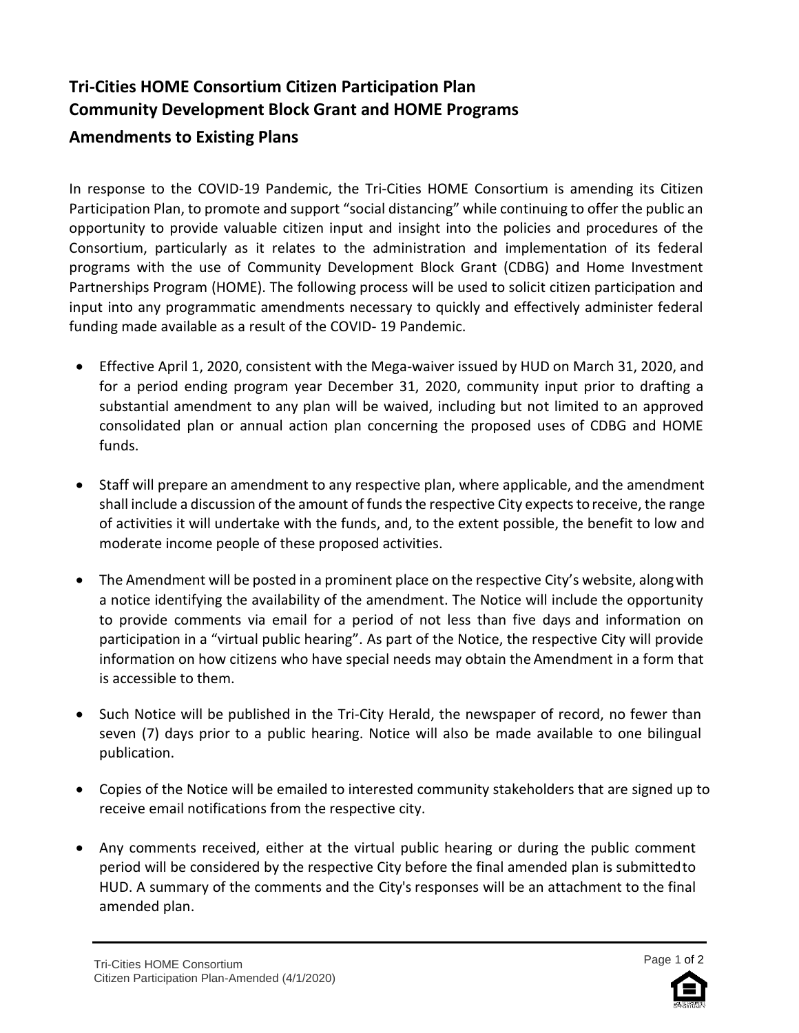# Tri-Cities HOME Consortium Citizen Participation Plan
# Community Development Block Grant and HOME Programs
## Amendments to Existing Plans

In response to the COVID-19 Pandemic, the Tri-Cities HOME Consortium is amending its Citizen Participation Plan, to promote and support "social distancing" while continuing to offer the public an opportunity to provide valuable citizen input and insight into the policies and procedures of the Consortium, particularly as it relates to the administration and implementation of its federal programs with the use of Community Development Block Grant (CDBG) and Home Investment Partnerships Program (HOME). The following process will be used to solicit citizen participation and input into any programmatic amendments necessary to quickly and effectively administer federal funding made available as a result of the COVID- 19 Pandemic.

- Effective April 1, 2020, consistent with the Mega-waiver issued by HUD on March 31, 2020, and for a period ending program year December 31, 2020, community input prior to drafting a substantial amendment to any plan will be waived, including but not limited to an approved consolidated plan or annual action plan concerning the proposed uses of CDBG and HOME funds.

- Staff will prepare an amendment to any respective plan, where applicable, and the amendment shall include a discussion of the amount of funds the respective City expects to receive, the range of activities it will undertake with the funds, and, to the extent possible, the benefit to low and moderate income people of these proposed activities.

- The Amendment will be posted in a prominent place on the respective City's website, along with a notice identifying the availability of the amendment. The Notice will include the opportunity to provide comments via email for a period of not less than five days and information on participation in a "virtual public hearing". As part of the Notice, the respective City will provide information on how citizens who have special needs may obtain the Amendment in a form that is accessible to them.

- Such Notice will be published in the Tri-City Herald, the newspaper of record, no fewer than seven (7) days prior to a public hearing. Notice will also be made available to one bilingual publication.

- Copies of the Notice will be emailed to interested community stakeholders that are signed up to receive email notifications from the respective city.

- Any comments received, either at the virtual public hearing or during the public comment period will be considered by the respective City before the final amended plan is submitted to HUD. A summary of the comments and the City's responses will be an attachment to the final amended plan.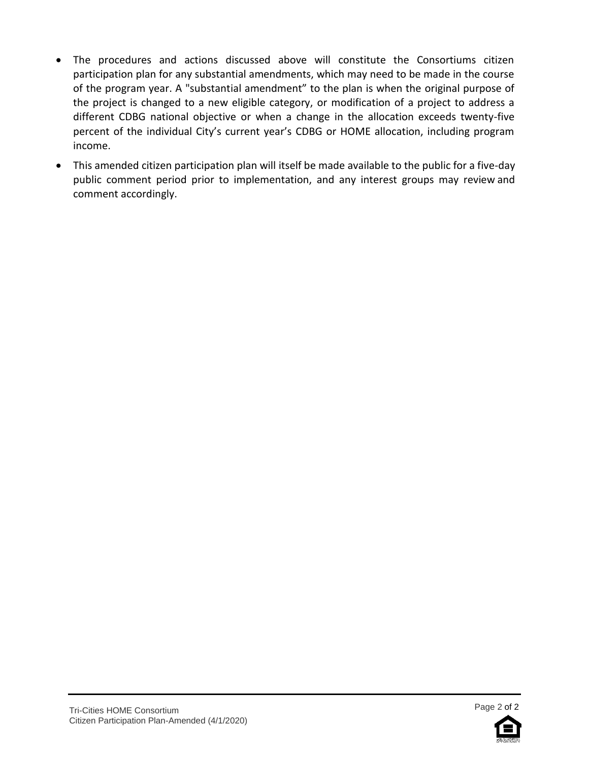- The procedures and actions discussed above will constitute the Consortiums citizen participation plan for any substantial amendments, which may need to be made in the course of the program year. A "substantial amendment" to the plan is when the original purpose of the project is changed to a new eligible category, or modification of a project to address a different CDBG national objective or when a change in the allocation exceeds twenty-five percent of the individual City's current year's CDBG or HOME allocation, including program income.
- This amended citizen participation plan will itself be made available to the public for a five-day public comment period prior to implementation, and any interest groups may review and comment accordingly.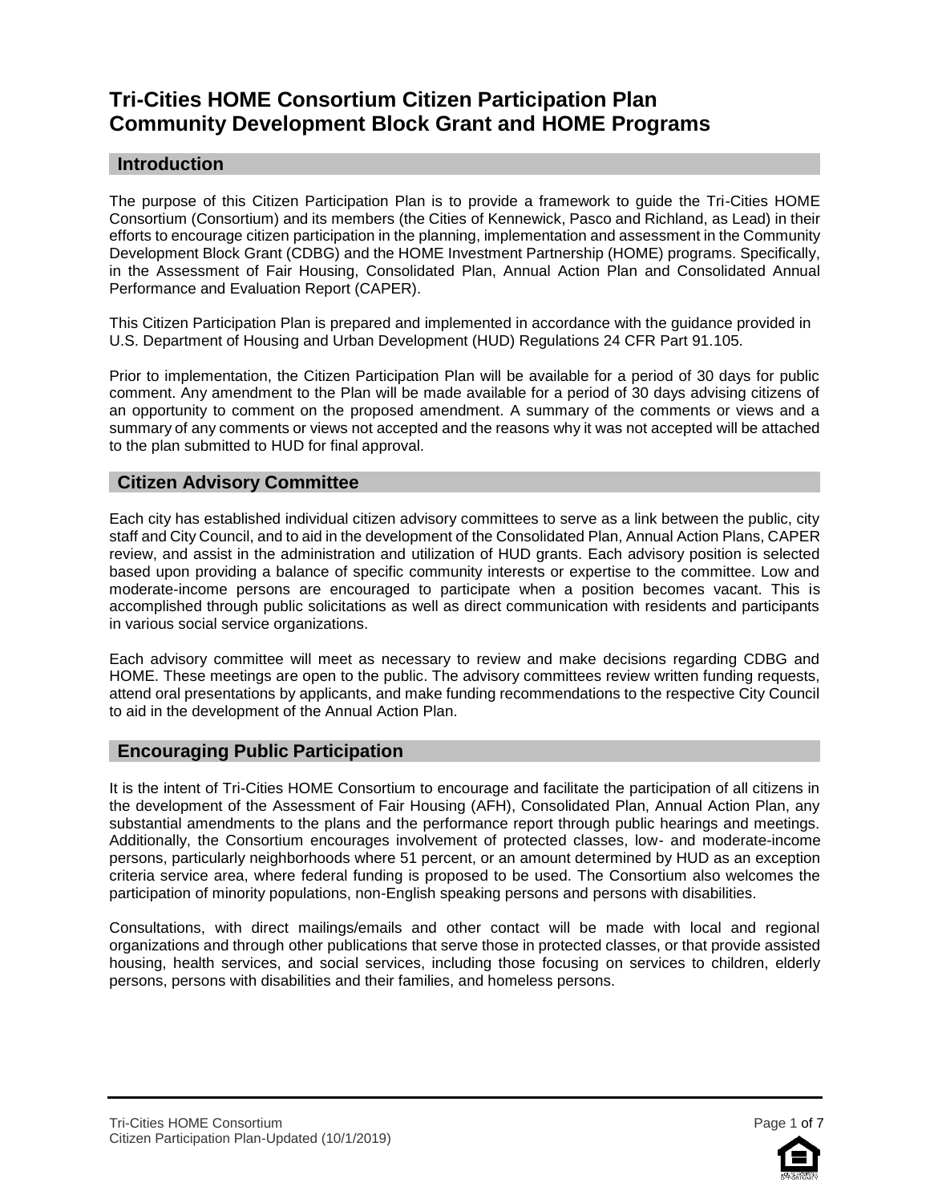# Tri-Cities HOME Consortium Citizen Participation Plan Community Development Block Grant and HOME Programs

## Introduction

The purpose of this Citizen Participation Plan is to provide a framework to guide the Tri-Cities HOME Consortium (Consortium) and its members (the Cities of Kennewick, Pasco and Richland, as Lead) in their efforts to encourage citizen participation in the planning, implementation and assessment in the Community Development Block Grant (CDBG) and the HOME Investment Partnership (HOME) programs. Specifically, in the Assessment of Fair Housing, Consolidated Plan, Annual Action Plan and Consolidated Annual Performance and Evaluation Report (CAPER).

This Citizen Participation Plan is prepared and implemented in accordance with the guidance provided in U.S. Department of Housing and Urban Development (HUD) Regulations 24 CFR Part 91.105.

Prior to implementation, the Citizen Participation Plan will be available for a period of 30 days for public comment. Any amendment to the Plan will be made available for a period of 30 days advising citizens of an opportunity to comment on the proposed amendment. A summary of the comments or views and a summary of any comments or views not accepted and the reasons why it was not accepted will be attached to the plan submitted to HUD for final approval.

## Citizen Advisory Committee

Each city has established individual citizen advisory committees to serve as a link between the public, city staff and City Council, and to aid in the development of the Consolidated Plan, Annual Action Plans, CAPER review, and assist in the administration and utilization of HUD grants. Each advisory position is selected based upon providing a balance of specific community interests or expertise to the committee. Low and moderate-income persons are encouraged to participate when a position becomes vacant. This is accomplished through public solicitations as well as direct communication with residents and participants in various social service organizations.

Each advisory committee will meet as necessary to review and make decisions regarding CDBG and HOME. These meetings are open to the public. The advisory committees review written funding requests, attend oral presentations by applicants, and make funding recommendations to the respective City Council to aid in the development of the Annual Action Plan.

## Encouraging Public Participation

It is the intent of Tri-Cities HOME Consortium to encourage and facilitate the participation of all citizens in the development of the Assessment of Fair Housing (AFH), Consolidated Plan, Annual Action Plan, any substantial amendments to the plans and the performance report through public hearings and meetings. Additionally, the Consortium encourages involvement of protected classes, low- and moderate-income persons, particularly neighborhoods where 51 percent, or an amount determined by HUD as an exception criteria service area, where federal funding is proposed to be used. The Consortium also welcomes the participation of minority populations, non-English speaking persons and persons with disabilities.

Consultations, with direct mailings/emails and other contact will be made with local and regional organizations and through other publications that serve those in protected classes, or that provide assisted housing, health services, and social services, including those focusing on services to children, elderly persons, persons with disabilities and their families, and homeless persons.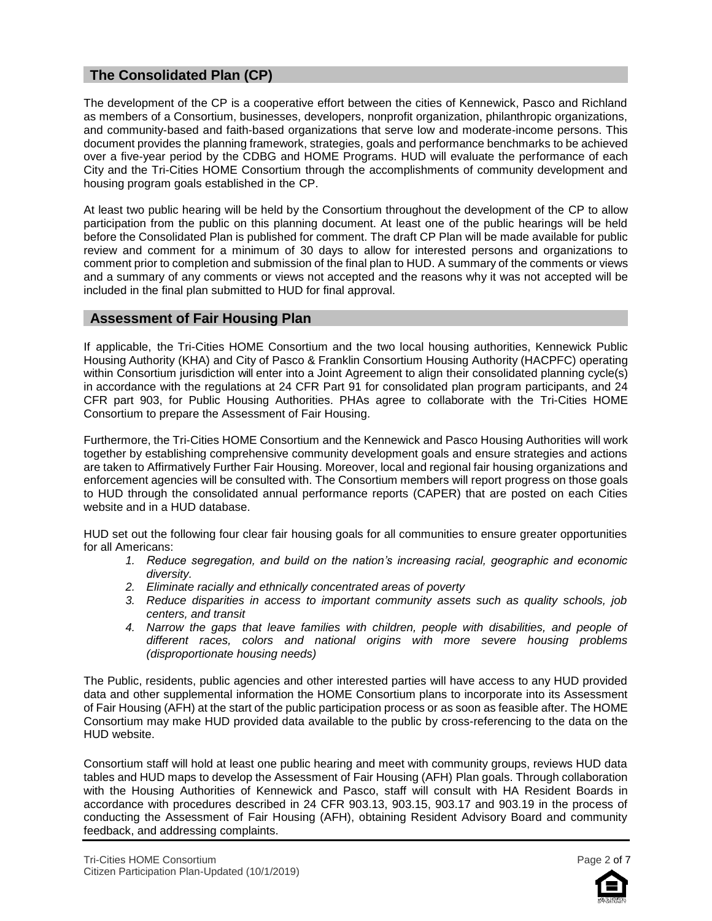## The Consolidated Plan (CP)

The development of the CP is a cooperative effort between the cities of Kennewick, Pasco and Richland as members of a Consortium, businesses, developers, nonprofit organization, philanthropic organizations, and community-based and faith-based organizations that serve low and moderate-income persons. This document provides the planning framework, strategies, goals and performance benchmarks to be achieved over a five-year period by the CDBG and HOME Programs. HUD will evaluate the performance of each City and the Tri-Cities HOME Consortium through the accomplishments of community development and housing program goals established in the CP.

At least two public hearing will be held by the Consortium throughout the development of the CP to allow participation from the public on this planning document. At least one of the public hearings will be held before the Consolidated Plan is published for comment. The draft CP Plan will be made available for public review and comment for a minimum of 30 days to allow for interested persons and organizations to comment prior to completion and submission of the final plan to HUD. A summary of the comments or views and a summary of any comments or views not accepted and the reasons why it was not accepted will be included in the final plan submitted to HUD for final approval.

## Assessment of Fair Housing Plan

If applicable, the Tri-Cities HOME Consortium and the two local housing authorities, Kennewick Public Housing Authority (KHA) and City of Pasco & Franklin Consortium Housing Authority (HACPFC) operating within Consortium jurisdiction will enter into a Joint Agreement to align their consolidated planning cycle(s) in accordance with the regulations at 24 CFR Part 91 for consolidated plan program participants, and 24 CFR part 903, for Public Housing Authorities. PHAs agree to collaborate with the Tri-Cities HOME Consortium to prepare the Assessment of Fair Housing.

Furthermore, the Tri-Cities HOME Consortium and the Kennewick and Pasco Housing Authorities will work together by establishing comprehensive community development goals and ensure strategies and actions are taken to Affirmatively Further Fair Housing. Moreover, local and regional fair housing organizations and enforcement agencies will be consulted with. The Consortium members will report progress on those goals to HUD through the consolidated annual performance reports (CAPER) that are posted on each Cities website and in a HUD database.

HUD set out the following four clear fair housing goals for all communities to ensure greater opportunities for all Americans:

1. *Reduce segregation, and build on the nation's increasing racial, geographic and economic diversity.*
2. *Eliminate racially and ethnically concentrated areas of poverty*
3. *Reduce disparities in access to important community assets such as quality schools, job centers, and transit*
4. *Narrow the gaps that leave families with children, people with disabilities, and people of different races, colors and national origins with more severe housing problems (disproportionate housing needs)*

The Public, residents, public agencies and other interested parties will have access to any HUD provided data and other supplemental information the HOME Consortium plans to incorporate into its Assessment of Fair Housing (AFH) at the start of the public participation process or as soon as feasible after. The HOME Consortium may make HUD provided data available to the public by cross-referencing to the data on the HUD website.

Consortium staff will hold at least one public hearing and meet with community groups, reviews HUD data tables and HUD maps to develop the Assessment of Fair Housing (AFH) Plan goals. Through collaboration with the Housing Authorities of Kennewick and Pasco, staff will consult with HA Resident Boards in accordance with procedures described in 24 CFR 903.13, 903.15, 903.17 and 903.19 in the process of conducting the Assessment of Fair Housing (AFH), obtaining Resident Advisory Board and community feedback, and addressing complaints.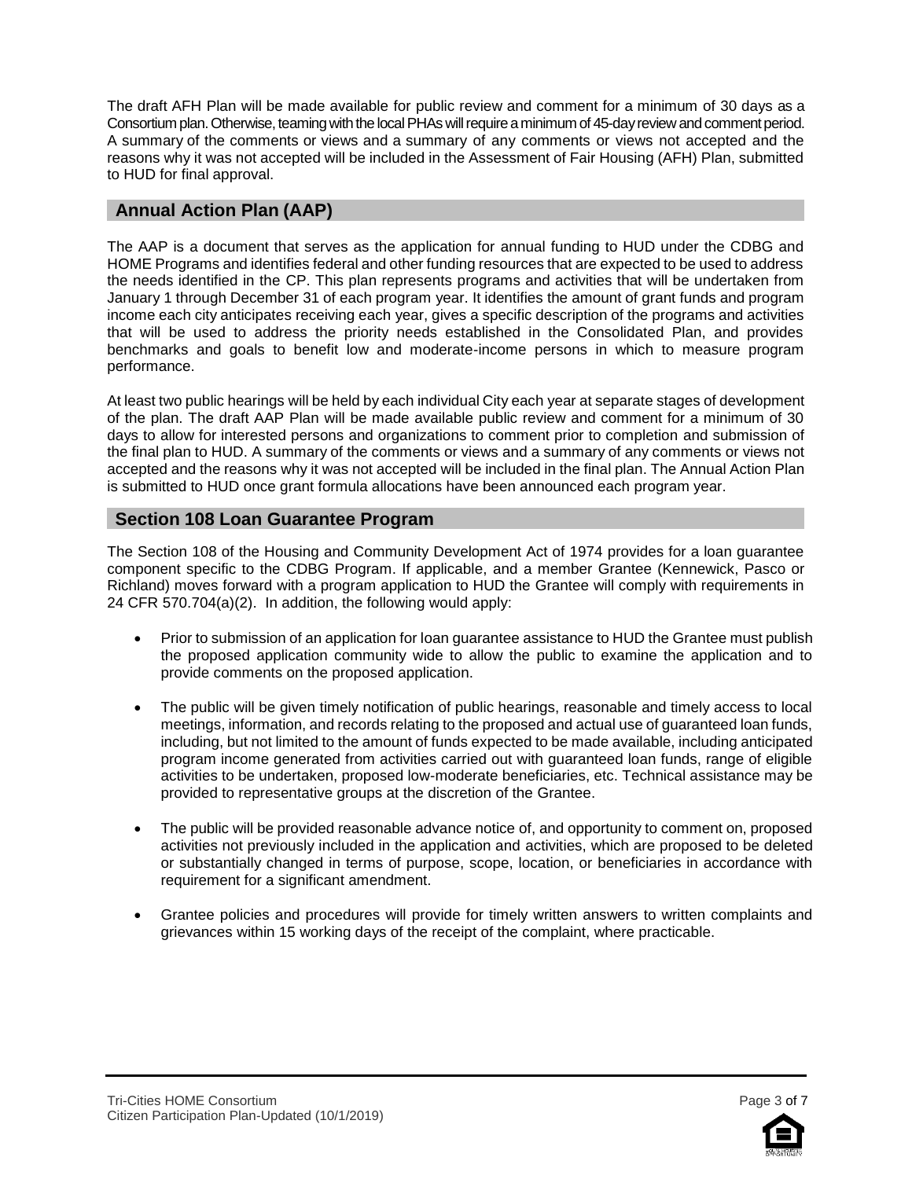The draft AFH Plan will be made available for public review and comment for a minimum of 30 days as a Consortium plan. Otherwise, teaming with the local PHAs will require a minimum of 45-day review and comment period. A summary of the comments or views and a summary of any comments or views not accepted and the reasons why it was not accepted will be included in the Assessment of Fair Housing (AFH) Plan, submitted to HUD for final approval.

## Annual Action Plan (AAP)

The AAP is a document that serves as the application for annual funding to HUD under the CDBG and HOME Programs and identifies federal and other funding resources that are expected to be used to address the needs identified in the CP. This plan represents programs and activities that will be undertaken from January 1 through December 31 of each program year. It identifies the amount of grant funds and program income each city anticipates receiving each year, gives a specific description of the programs and activities that will be used to address the priority needs established in the Consolidated Plan, and provides benchmarks and goals to benefit low and moderate-income persons in which to measure program performance.

At least two public hearings will be held by each individual City each year at separate stages of development of the plan. The draft AAP Plan will be made available public review and comment for a minimum of 30 days to allow for interested persons and organizations to comment prior to completion and submission of the final plan to HUD. A summary of the comments or views and a summary of any comments or views not accepted and the reasons why it was not accepted will be included in the final plan. The Annual Action Plan is submitted to HUD once grant formula allocations have been announced each program year.

## Section 108 Loan Guarantee Program

The Section 108 of the Housing and Community Development Act of 1974 provides for a loan guarantee component specific to the CDBG Program. If applicable, and a member Grantee (Kennewick, Pasco or Richland) moves forward with a program application to HUD the Grantee will comply with requirements in 24 CFR 570.704(a)(2). In addition, the following would apply:

- Prior to submission of an application for loan guarantee assistance to HUD the Grantee must publish the proposed application community wide to allow the public to examine the application and to provide comments on the proposed application.
- The public will be given timely notification of public hearings, reasonable and timely access to local meetings, information, and records relating to the proposed and actual use of guaranteed loan funds, including, but not limited to the amount of funds expected to be made available, including anticipated program income generated from activities carried out with guaranteed loan funds, range of eligible activities to be undertaken, proposed low-moderate beneficiaries, etc. Technical assistance may be provided to representative groups at the discretion of the Grantee.
- The public will be provided reasonable advance notice of, and opportunity to comment on, proposed activities not previously included in the application and activities, which are proposed to be deleted or substantially changed in terms of purpose, scope, location, or beneficiaries in accordance with requirement for a significant amendment.
- Grantee policies and procedures will provide for timely written answers to written complaints and grievances within 15 working days of the receipt of the complaint, where practicable.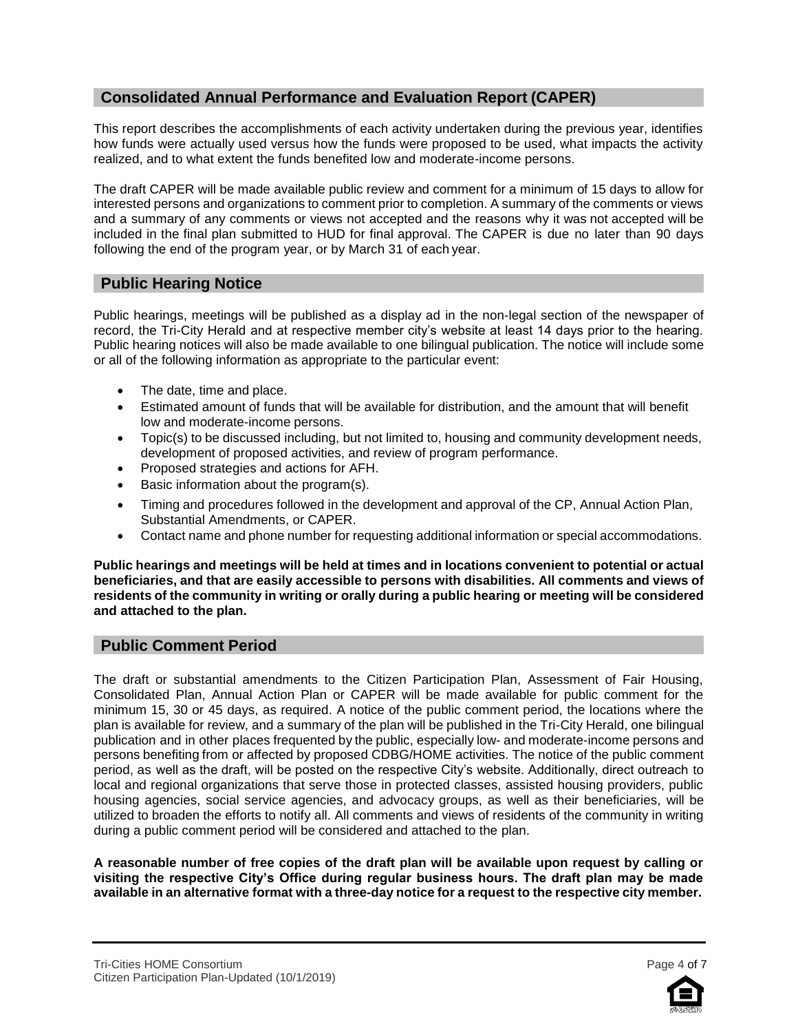## Consolidated Annual Performance and Evaluation Report (CAPER)

This report describes the accomplishments of each activity undertaken during the previous year, identifies how funds were actually used versus how the funds were proposed to be used, what impacts the activity realized, and to what extent the funds benefited low and moderate-income persons.

The draft CAPER will be made available public review and comment for a minimum of 15 days to allow for interested persons and organizations to comment prior to completion. A summary of the comments or views and a summary of any comments or views not accepted and the reasons why it was not accepted will be included in the final plan submitted to HUD for final approval. The CAPER is due no later than 90 days following the end of the program year, or by March 31 of each year.

## Public Hearing Notice

Public hearings, meetings will be published as a display ad in the non-legal section of the newspaper of record, the Tri-City Herald and at respective member city's website at least 14 days prior to the hearing. Public hearing notices will also be made available to one bilingual publication. The notice will include some or all of the following information as appropriate to the particular event:

- The date, time and place.
- Estimated amount of funds that will be available for distribution, and the amount that will benefit low and moderate-income persons.
- Topic(s) to be discussed including, but not limited to, housing and community development needs, development of proposed activities, and review of program performance.
- Proposed strategies and actions for AFH.
- Basic information about the program(s).
- Timing and procedures followed in the development and approval of the CP, Annual Action Plan, Substantial Amendments, or CAPER.
- Contact name and phone number for requesting additional information or special accommodations.

**Public hearings and meetings will be held at times and in locations convenient to potential or actual beneficiaries, and that are easily accessible to persons with disabilities. All comments and views of residents of the community in writing or orally during a public hearing or meeting will be considered and attached to the plan.**

## Public Comment Period

The draft or substantial amendments to the Citizen Participation Plan, Assessment of Fair Housing, Consolidated Plan, Annual Action Plan or CAPER will be made available for public comment for the minimum 15, 30 or 45 days, as required. A notice of the public comment period, the locations where the plan is available for review, and a summary of the plan will be published in the Tri-City Herald, one bilingual publication and in other places frequented by the public, especially low- and moderate-income persons and persons benefiting from or affected by proposed CDBG/HOME activities. The notice of the public comment period, as well as the draft, will be posted on the respective City's website. Additionally, direct outreach to local and regional organizations that serve those in protected classes, assisted housing providers, public housing agencies, social service agencies, and advocacy groups, as well as their beneficiaries, will be utilized to broaden the efforts to notify all. All comments and views of residents of the community in writing during a public comment period will be considered and attached to the plan.

**A reasonable number of free copies of the draft plan will be available upon request by calling or visiting the respective City's Office during regular business hours. The draft plan may be made available in an alternative format with a three-day notice for a request to the respective city member.**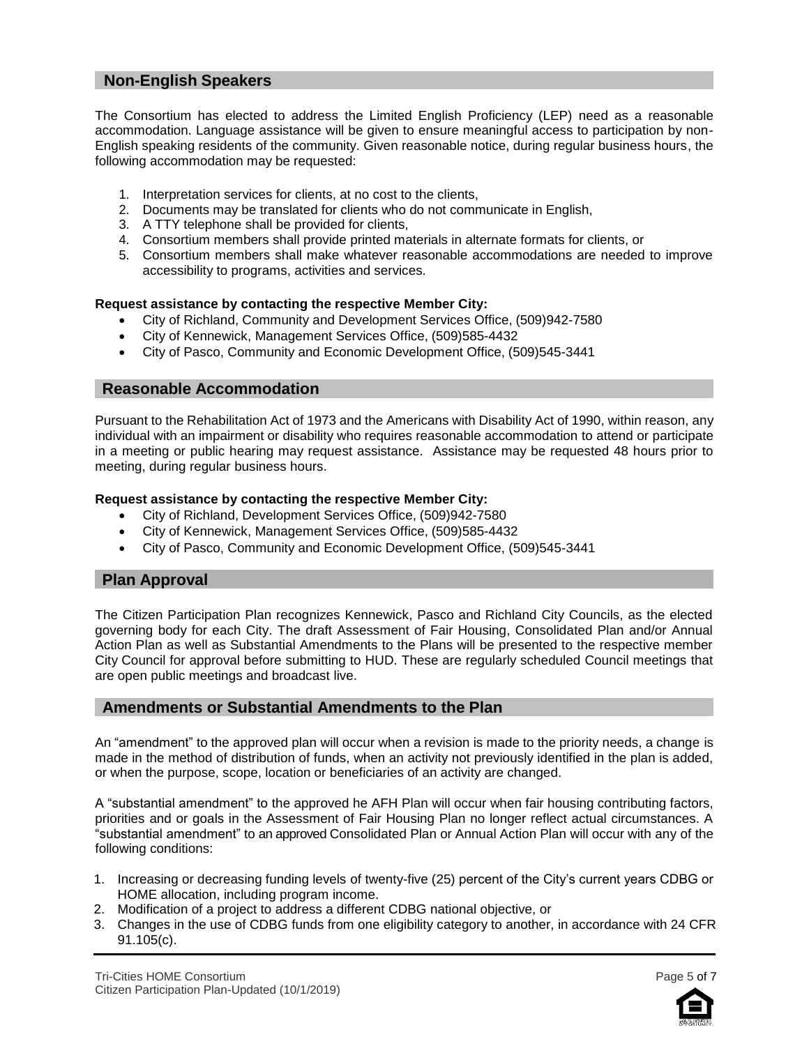## Non-English Speakers

The Consortium has elected to address the Limited English Proficiency (LEP) need as a reasonable accommodation. Language assistance will be given to ensure meaningful access to participation by non-English speaking residents of the community. Given reasonable notice, during regular business hours, the following accommodation may be requested:

1. Interpretation services for clients, at no cost to the clients,
2. Documents may be translated for clients who do not communicate in English,
3. A TTY telephone shall be provided for clients,
4. Consortium members shall provide printed materials in alternate formats for clients, or
5. Consortium members shall make whatever reasonable accommodations are needed to improve accessibility to programs, activities and services.

**Request assistance by contacting the respective Member City:**

- City of Richland, Community and Development Services Office, (509)942-7580
- City of Kennewick, Management Services Office, (509)585-4432
- City of Pasco, Community and Economic Development Office, (509)545-3441

## Reasonable Accommodation

Pursuant to the Rehabilitation Act of 1973 and the Americans with Disability Act of 1990, within reason, any individual with an impairment or disability who requires reasonable accommodation to attend or participate in a meeting or public hearing may request assistance. Assistance may be requested 48 hours prior to meeting, during regular business hours.

**Request assistance by contacting the respective Member City:**

- City of Richland, Development Services Office, (509)942-7580
- City of Kennewick, Management Services Office, (509)585-4432
- City of Pasco, Community and Economic Development Office, (509)545-3441

## Plan Approval

The Citizen Participation Plan recognizes Kennewick, Pasco and Richland City Councils, as the elected governing body for each City. The draft Assessment of Fair Housing, Consolidated Plan and/or Annual Action Plan as well as Substantial Amendments to the Plans will be presented to the respective member City Council for approval before submitting to HUD. These are regularly scheduled Council meetings that are open public meetings and broadcast live.

## Amendments or Substantial Amendments to the Plan

An "amendment" to the approved plan will occur when a revision is made to the priority needs, a change is made in the method of distribution of funds, when an activity not previously identified in the plan is added, or when the purpose, scope, location or beneficiaries of an activity are changed.

A "substantial amendment" to the approved he AFH Plan will occur when fair housing contributing factors, priorities and or goals in the Assessment of Fair Housing Plan no longer reflect actual circumstances. A "substantial amendment" to an approved Consolidated Plan or Annual Action Plan will occur with any of the following conditions:

1. Increasing or decreasing funding levels of twenty-five (25) percent of the City's current years CDBG or HOME allocation, including program income.
2. Modification of a project to address a different CDBG national objective, or
3. Changes in the use of CDBG funds from one eligibility category to another, in accordance with 24 CFR 91.105(c).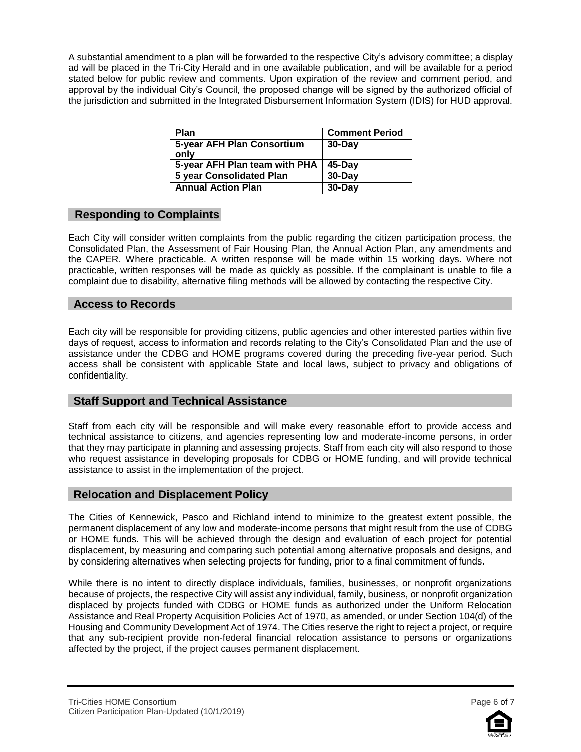A substantial amendment to a plan will be forwarded to the respective City's advisory committee; a display ad will be placed in the Tri-City Herald and in one available publication, and will be available for a period stated below for public review and comments. Upon expiration of the review and comment period, and approval by the individual City's Council, the proposed change will be signed by the authorized official of the jurisdiction and submitted in the Integrated Disbursement Information System (IDIS) for HUD approval.

| Plan | Comment Period |
|---|---|
| 5-year AFH Plan Consortium only | 30-Day |
| 5-year AFH Plan team with PHA | 45-Day |
| 5 year Consolidated Plan | 30-Day |
| Annual Action Plan | 30-Day |

## Responding to Complaints

Each City will consider written complaints from the public regarding the citizen participation process, the Consolidated Plan, the Assessment of Fair Housing Plan, the Annual Action Plan, any amendments and the CAPER. Where practicable. A written response will be made within 15 working days. Where not practicable, written responses will be made as quickly as possible. If the complainant is unable to file a complaint due to disability, alternative filing methods will be allowed by contacting the respective City.

## Access to Records

Each city will be responsible for providing citizens, public agencies and other interested parties within five days of request, access to information and records relating to the City's Consolidated Plan and the use of assistance under the CDBG and HOME programs covered during the preceding five-year period. Such access shall be consistent with applicable State and local laws, subject to privacy and obligations of confidentiality.

## Staff Support and Technical Assistance

Staff from each city will be responsible and will make every reasonable effort to provide access and technical assistance to citizens, and agencies representing low and moderate-income persons, in order that they may participate in planning and assessing projects. Staff from each city will also respond to those who request assistance in developing proposals for CDBG or HOME funding, and will provide technical assistance to assist in the implementation of the project.

## Relocation and Displacement Policy

The Cities of Kennewick, Pasco and Richland intend to minimize to the greatest extent possible, the permanent displacement of any low and moderate-income persons that might result from the use of CDBG or HOME funds. This will be achieved through the design and evaluation of each project for potential displacement, by measuring and comparing such potential among alternative proposals and designs, and by considering alternatives when selecting projects for funding, prior to a final commitment of funds.

While there is no intent to directly displace individuals, families, businesses, or nonprofit organizations because of projects, the respective City will assist any individual, family, business, or nonprofit organization displaced by projects funded with CDBG or HOME funds as authorized under the Uniform Relocation Assistance and Real Property Acquisition Policies Act of 1970, as amended, or under Section 104(d) of the Housing and Community Development Act of 1974. The Cities reserve the right to reject a project, or require that any sub-recipient provide non-federal financial relocation assistance to persons or organizations affected by the project, if the project causes permanent displacement.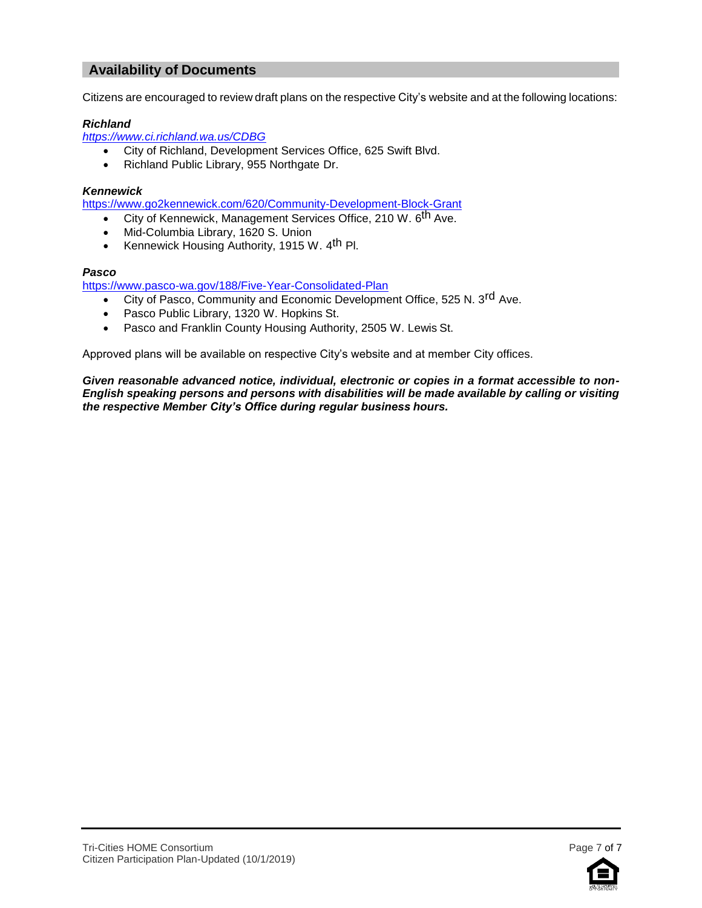## Availability of Documents

Citizens are encouraged to review draft plans on the respective City's website and at the following locations:

***Richland***

*https://www.ci.richland.wa.us/CDBG*

- City of Richland, Development Services Office, 625 Swift Blvd.
- Richland Public Library, 955 Northgate Dr.

***Kennewick***

https://www.go2kennewick.com/620/Community-Development-Block-Grant

- City of Kennewick, Management Services Office, 210 W. 6th Ave.
- Mid-Columbia Library, 1620 S. Union
- Kennewick Housing Authority, 1915 W. 4th Pl.

***Pasco***

https://www.pasco-wa.gov/188/Five-Year-Consolidated-Plan

- City of Pasco, Community and Economic Development Office, 525 N. 3rd Ave.
- Pasco Public Library, 1320 W. Hopkins St.
- Pasco and Franklin County Housing Authority, 2505 W. Lewis St.

Approved plans will be available on respective City's website and at member City offices.

***Given reasonable advanced notice, individual, electronic or copies in a format accessible to non-English speaking persons and persons with disabilities will be made available by calling or visiting the respective Member City's Office during regular business hours.***